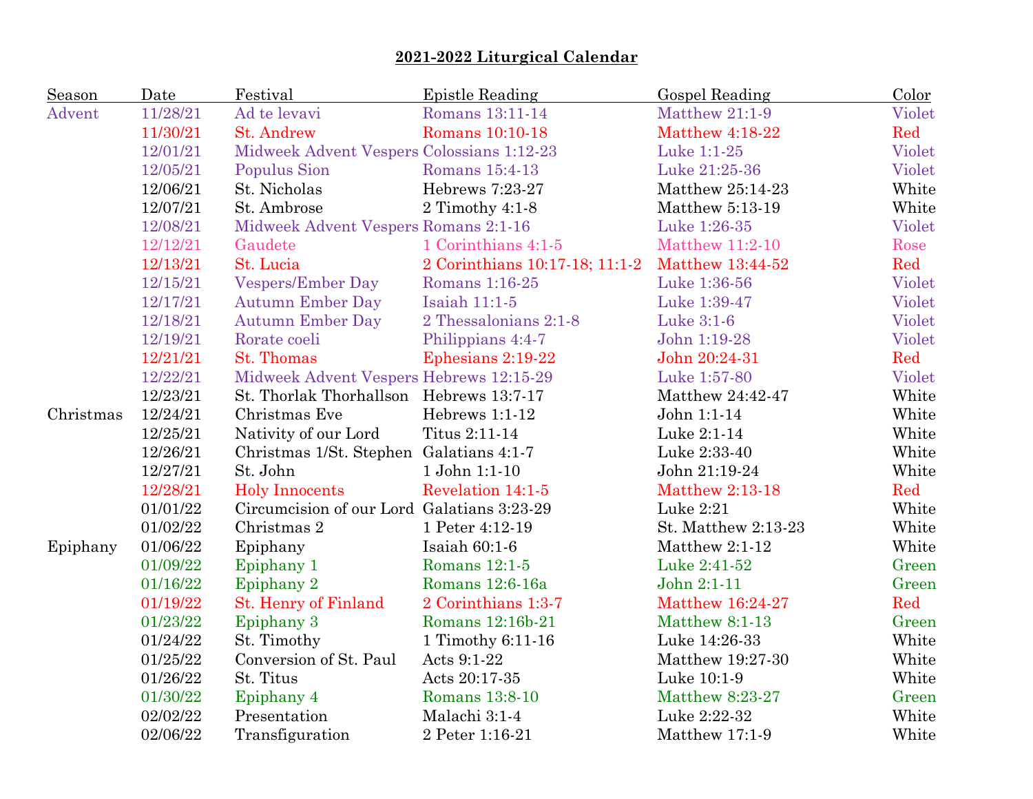# 2021-2022 Liturgical Calendar

| Season | Date | Festival | Epistle Reading | Gospel Reading | Color |
|---|---|---|---|---|---|
| Advent | 11/28/21 | Ad te levavi | Romans 13:11-14 | Matthew 21:1-9 | Violet |
| | 11/30/21 | St. Andrew | Romans 10:10-18 | Matthew 4:18-22 | Red |
| | 12/01/21 | Midweek Advent Vespers | Colossians 1:12-23 | Luke 1:1-25 | Violet |
| | 12/05/21 | Populus Sion | Romans 15:4-13 | Luke 21:25-36 | Violet |
| | 12/06/21 | St. Nicholas | Hebrews 7:23-27 | Matthew 25:14-23 | White |
| | 12/07/21 | St. Ambrose | 2 Timothy 4:1-8 | Matthew 5:13-19 | White |
| | 12/08/21 | Midweek Advent Vespers | Romans 2:1-16 | Luke 1:26-35 | Violet |
| | 12/12/21 | Gaudete | 1 Corinthians 4:1-5 | Matthew 11:2-10 | Rose |
| | 12/13/21 | St. Lucia | 2 Corinthians 10:17-18; 11:1-2 | Matthew 13:44-52 | Red |
| | 12/15/21 | Vespers/Ember Day | Romans 1:16-25 | Luke 1:36-56 | Violet |
| | 12/17/21 | Autumn Ember Day | Isaiah 11:1-5 | Luke 1:39-47 | Violet |
| | 12/18/21 | Autumn Ember Day | 2 Thessalonians 2:1-8 | Luke 3:1-6 | Violet |
| | 12/19/21 | Rorate coeli | Philippians 4:4-7 | John 1:19-28 | Violet |
| | 12/21/21 | St. Thomas | Ephesians 2:19-22 | John 20:24-31 | Red |
| | 12/22/21 | Midweek Advent Vespers | Hebrews 12:15-29 | Luke 1:57-80 | Violet |
| | 12/23/21 | St. Thorlak Thorhallson | Hebrews 13:7-17 | Matthew 24:42-47 | White |
| Christmas | 12/24/21 | Christmas Eve | Hebrews 1:1-12 | John 1:1-14 | White |
| | 12/25/21 | Nativity of our Lord | Titus 2:11-14 | Luke 2:1-14 | White |
| | 12/26/21 | Christmas 1/St. Stephen | Galatians 4:1-7 | Luke 2:33-40 | White |
| | 12/27/21 | St. John | 1 John 1:1-10 | John 21:19-24 | White |
| | 12/28/21 | Holy Innocents | Revelation 14:1-5 | Matthew 2:13-18 | Red |
| | 01/01/22 | Circumcision of our Lord | Galatians 3:23-29 | Luke 2:21 | White |
| | 01/02/22 | Christmas 2 | 1 Peter 4:12-19 | St. Matthew 2:13-23 | White |
| Epiphany | 01/06/22 | Epiphany | Isaiah 60:1-6 | Matthew 2:1-12 | White |
| | 01/09/22 | Epiphany 1 | Romans 12:1-5 | Luke 2:41-52 | Green |
| | 01/16/22 | Epiphany 2 | Romans 12:6-16a | John 2:1-11 | Green |
| | 01/19/22 | St. Henry of Finland | 2 Corinthians 1:3-7 | Matthew 16:24-27 | Red |
| | 01/23/22 | Epiphany 3 | Romans 12:16b-21 | Matthew 8:1-13 | Green |
| | 01/24/22 | St. Timothy | 1 Timothy 6:11-16 | Luke 14:26-33 | White |
| | 01/25/22 | Conversion of St. Paul | Acts 9:1-22 | Matthew 19:27-30 | White |
| | 01/26/22 | St. Titus | Acts 20:17-35 | Luke 10:1-9 | White |
| | 01/30/22 | Epiphany 4 | Romans 13:8-10 | Matthew 8:23-27 | Green |
| | 02/02/22 | Presentation | Malachi 3:1-4 | Luke 2:22-32 | White |
| | 02/06/22 | Transfiguration | 2 Peter 1:16-21 | Matthew 17:1-9 | White |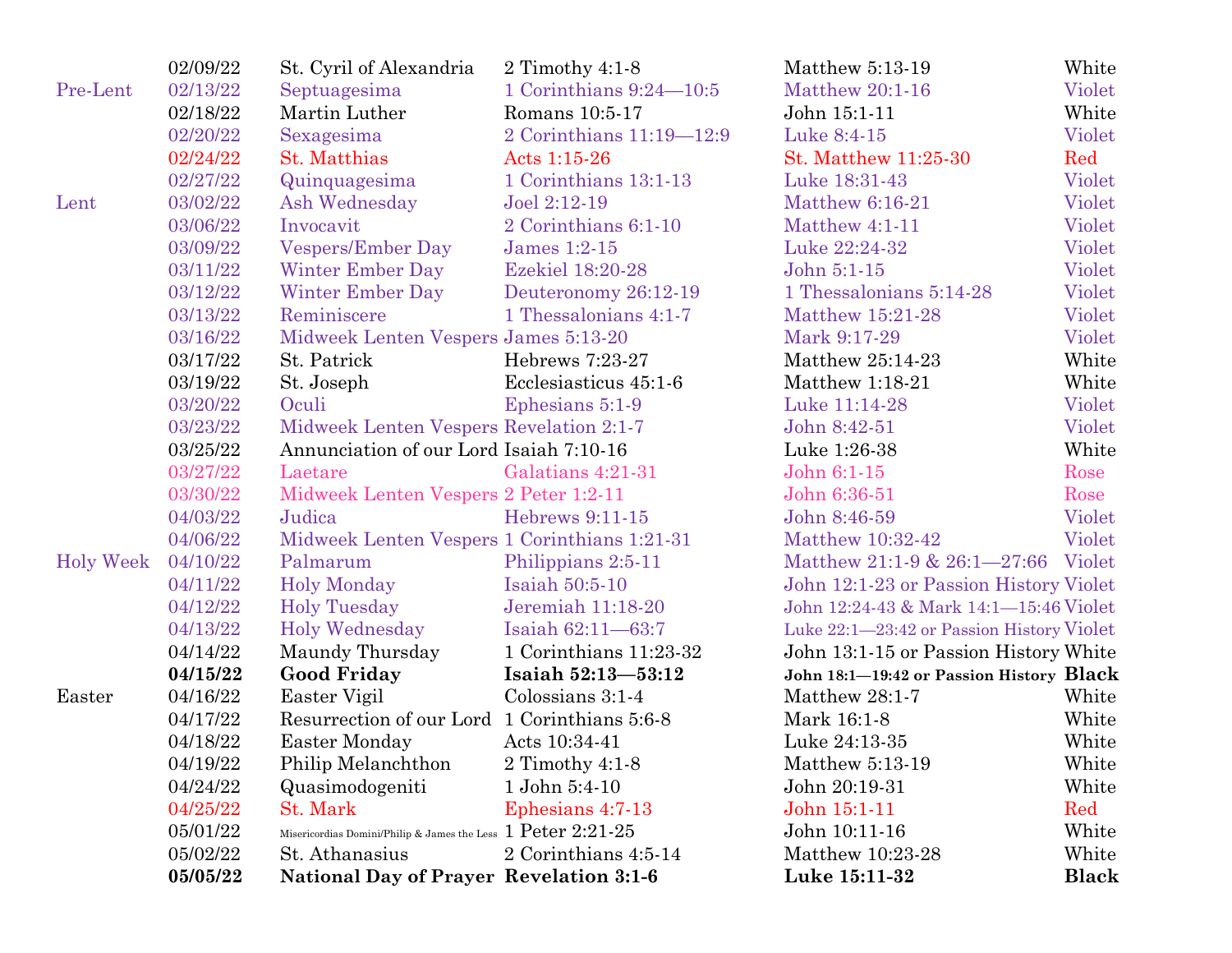| | | | | | |
|---|---|---|---|---|---|
| | 02/09/22 | St. Cyril of Alexandria | 2 Timothy 4:1-8 | Matthew 5:13-19 | White |
| Pre-Lent | 02/13/22 | Septuagesima | 1 Corinthians 9:24—10:5 | Matthew 20:1-16 | Violet |
| | 02/18/22 | Martin Luther | Romans 10:5-17 | John 15:1-11 | White |
| | 02/20/22 | Sexagesima | 2 Corinthians 11:19—12:9 | Luke 8:4-15 | Violet |
| | 02/24/22 | St. Matthias | Acts 1:15-26 | St. Matthew 11:25-30 | Red |
| | 02/27/22 | Quinquagesima | 1 Corinthians 13:1-13 | Luke 18:31-43 | Violet |
| Lent | 03/02/22 | Ash Wednesday | Joel 2:12-19 | Matthew 6:16-21 | Violet |
| | 03/06/22 | Invocavit | 2 Corinthians 6:1-10 | Matthew 4:1-11 | Violet |
| | 03/09/22 | Vespers/Ember Day | James 1:2-15 | Luke 22:24-32 | Violet |
| | 03/11/22 | Winter Ember Day | Ezekiel 18:20-28 | John 5:1-15 | Violet |
| | 03/12/22 | Winter Ember Day | Deuteronomy 26:12-19 | 1 Thessalonians 5:14-28 | Violet |
| | 03/13/22 | Reminiscere | 1 Thessalonians 4:1-7 | Matthew 15:21-28 | Violet |
| | 03/16/22 | Midweek Lenten Vespers | James 5:13-20 | Mark 9:17-29 | Violet |
| | 03/17/22 | St. Patrick | Hebrews 7:23-27 | Matthew 25:14-23 | White |
| | 03/19/22 | St. Joseph | Ecclesiasticus 45:1-6 | Matthew 1:18-21 | White |
| | 03/20/22 | Oculi | Ephesians 5:1-9 | Luke 11:14-28 | Violet |
| | 03/23/22 | Midweek Lenten Vespers | Revelation 2:1-7 | John 8:42-51 | Violet |
| | 03/25/22 | Annunciation of our Lord | Isaiah 7:10-16 | Luke 1:26-38 | White |
| | 03/27/22 | Laetare | Galatians 4:21-31 | John 6:1-15 | Rose |
| | 03/30/22 | Midweek Lenten Vespers | 2 Peter 1:2-11 | John 6:36-51 | Rose |
| | 04/03/22 | Judica | Hebrews 9:11-15 | John 8:46-59 | Violet |
| | 04/06/22 | Midweek Lenten Vespers | 1 Corinthians 1:21-31 | Matthew 10:32-42 | Violet |
| Holy Week | 04/10/22 | Palmarum | Philippians 2:5-11 | Matthew 21:1-9 & 26:1—27:66 | Violet |
| | 04/11/22 | Holy Monday | Isaiah 50:5-10 | John 12:1-23 or Passion History | Violet |
| | 04/12/22 | Holy Tuesday | Jeremiah 11:18-20 | John 12:24-43 & Mark 14:1—15:46 | Violet |
| | 04/13/22 | Holy Wednesday | Isaiah 62:11—63:7 | Luke 22:1—23:42 or Passion History | Violet |
| | 04/14/22 | Maundy Thursday | 1 Corinthians 11:23-32 | John 13:1-15 or Passion History | White |
| | **04/15/22** | **Good Friday** | **Isaiah 52:13—53:12** | **John 18:1—19:42 or Passion History** | **Black** |
| Easter | 04/16/22 | Easter Vigil | Colossians 3:1-4 | Matthew 28:1-7 | White |
| | 04/17/22 | Resurrection of our Lord | 1 Corinthians 5:6-8 | Mark 16:1-8 | White |
| | 04/18/22 | Easter Monday | Acts 10:34-41 | Luke 24:13-35 | White |
| | 04/19/22 | Philip Melanchthon | 2 Timothy 4:1-8 | Matthew 5:13-19 | White |
| | 04/24/22 | Quasimodogeniti | 1 John 5:4-10 | John 20:19-31 | White |
| | 04/25/22 | St. Mark | Ephesians 4:7-13 | John 15:1-11 | Red |
| | 05/01/22 | Misericordias Domini/Philip & James the Less | 1 Peter 2:21-25 | John 10:11-16 | White |
| | 05/02/22 | St. Athanasius | 2 Corinthians 4:5-14 | Matthew 10:23-28 | White |
| | **05/05/22** | **National Day of Prayer** | **Revelation 3:1-6** | **Luke 15:11-32** | **Black** |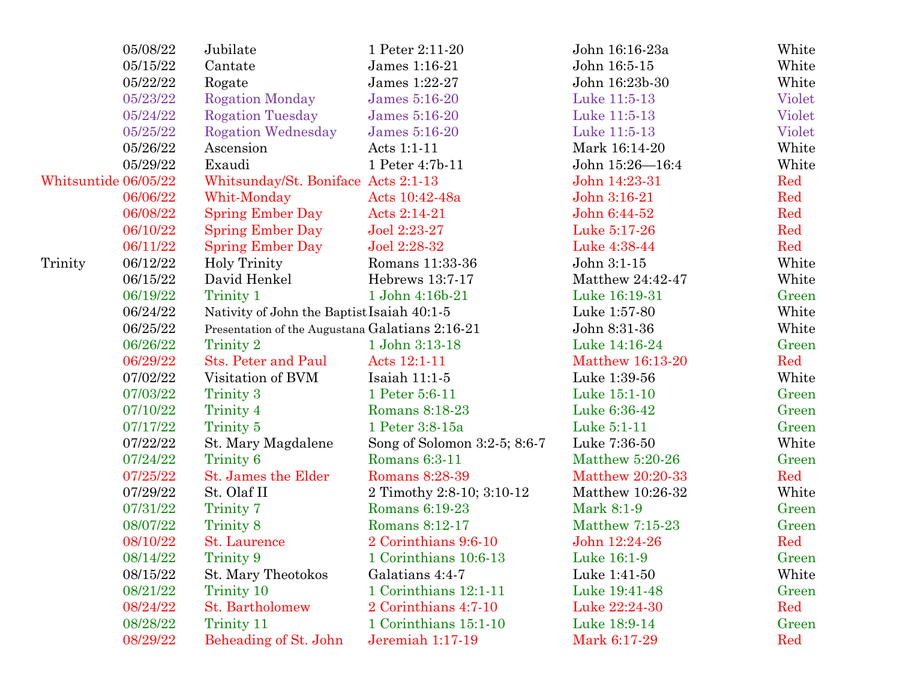| | | | | | |
|---|---|---|---|---|---|
| | 05/08/22 | Jubilate | 1 Peter 2:11-20 | John 16:16-23a | White |
| | 05/15/22 | Cantate | James 1:16-21 | John 16:5-15 | White |
| | 05/22/22 | Rogate | James 1:22-27 | John 16:23b-30 | White |
| | 05/23/22 | Rogation Monday | James 5:16-20 | Luke 11:5-13 | Violet |
| | 05/24/22 | Rogation Tuesday | James 5:16-20 | Luke 11:5-13 | Violet |
| | 05/25/22 | Rogation Wednesday | James 5:16-20 | Luke 11:5-13 | Violet |
| | 05/26/22 | Ascension | Acts 1:1-11 | Mark 16:14-20 | White |
| | 05/29/22 | Exaudi | 1 Peter 4:7b-11 | John 15:26—16:4 | White |
| Whitsuntide | 06/05/22 | Whitsunday/St. Boniface | Acts 2:1-13 | John 14:23-31 | Red |
| | 06/06/22 | Whit-Monday | Acts 10:42-48a | John 3:16-21 | Red |
| | 06/08/22 | Spring Ember Day | Acts 2:14-21 | John 6:44-52 | Red |
| | 06/10/22 | Spring Ember Day | Joel 2:23-27 | Luke 5:17-26 | Red |
| | 06/11/22 | Spring Ember Day | Joel 2:28-32 | Luke 4:38-44 | Red |
| Trinity | 06/12/22 | Holy Trinity | Romans 11:33-36 | John 3:1-15 | White |
| | 06/15/22 | David Henkel | Hebrews 13:7-17 | Matthew 24:42-47 | White |
| | 06/19/22 | Trinity 1 | 1 John 4:16b-21 | Luke 16:19-31 | Green |
| | 06/24/22 | Nativity of John the Baptist | Isaiah 40:1-5 | Luke 1:57-80 | White |
| | 06/25/22 | Presentation of the Augustana | Galatians 2:16-21 | John 8:31-36 | White |
| | 06/26/22 | Trinity 2 | 1 John 3:13-18 | Luke 14:16-24 | Green |
| | 06/29/22 | Sts. Peter and Paul | Acts 12:1-11 | Matthew 16:13-20 | Red |
| | 07/02/22 | Visitation of BVM | Isaiah 11:1-5 | Luke 1:39-56 | White |
| | 07/03/22 | Trinity 3 | 1 Peter 5:6-11 | Luke 15:1-10 | Green |
| | 07/10/22 | Trinity 4 | Romans 8:18-23 | Luke 6:36-42 | Green |
| | 07/17/22 | Trinity 5 | 1 Peter 3:8-15a | Luke 5:1-11 | Green |
| | 07/22/22 | St. Mary Magdalene | Song of Solomon 3:2-5; 8:6-7 | Luke 7:36-50 | White |
| | 07/24/22 | Trinity 6 | Romans 6:3-11 | Matthew 5:20-26 | Green |
| | 07/25/22 | St. James the Elder | Romans 8:28-39 | Matthew 20:20-33 | Red |
| | 07/29/22 | St. Olaf II | 2 Timothy 2:8-10; 3:10-12 | Matthew 10:26-32 | White |
| | 07/31/22 | Trinity 7 | Romans 6:19-23 | Mark 8:1-9 | Green |
| | 08/07/22 | Trinity 8 | Romans 8:12-17 | Matthew 7:15-23 | Green |
| | 08/10/22 | St. Laurence | 2 Corinthians 9:6-10 | John 12:24-26 | Red |
| | 08/14/22 | Trinity 9 | 1 Corinthians 10:6-13 | Luke 16:1-9 | Green |
| | 08/15/22 | St. Mary Theotokos | Galatians 4:4-7 | Luke 1:41-50 | White |
| | 08/21/22 | Trinity 10 | 1 Corinthians 12:1-11 | Luke 19:41-48 | Green |
| | 08/24/22 | St. Bartholomew | 2 Corinthians 4:7-10 | Luke 22:24-30 | Red |
| | 08/28/22 | Trinity 11 | 1 Corinthians 15:1-10 | Luke 18:9-14 | Green |
| | 08/29/22 | Beheading of St. John | Jeremiah 1:17-19 | Mark 6:17-29 | Red |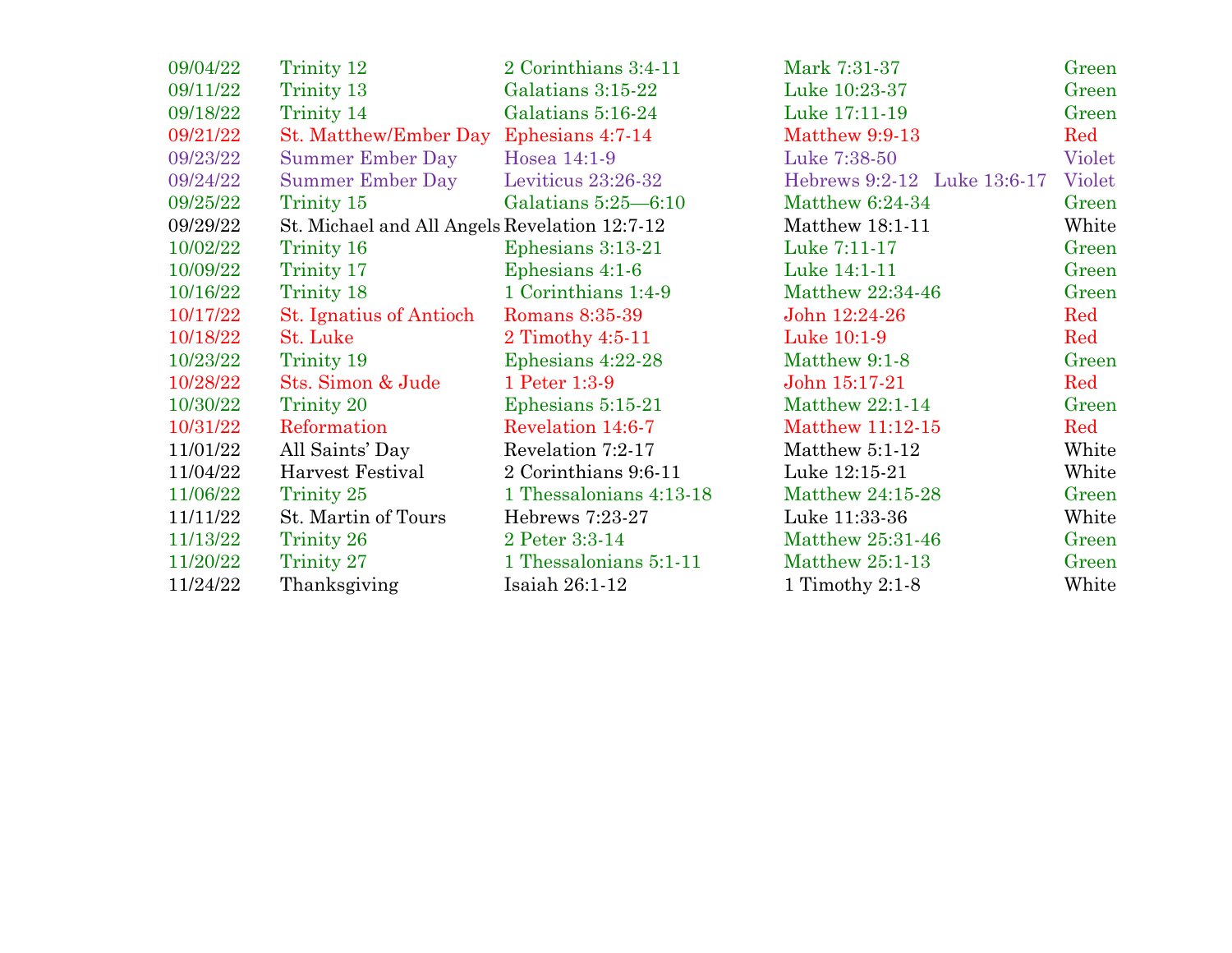| | | | | |
|---|---|---|---|---|
| 09/04/22 | Trinity 12 | 2 Corinthians 3:4-11 | Mark 7:31-37 | Green |
| 09/11/22 | Trinity 13 | Galatians 3:15-22 | Luke 10:23-37 | Green |
| 09/18/22 | Trinity 14 | Galatians 5:16-24 | Luke 17:11-19 | Green |
| 09/21/22 | St. Matthew/Ember Day | Ephesians 4:7-14 | Matthew 9:9-13 | Red |
| 09/23/22 | Summer Ember Day | Hosea 14:1-9 | Luke 7:38-50 | Violet |
| 09/24/22 | Summer Ember Day | Leviticus 23:26-32 | Hebrews 9:2-12 Luke 13:6-17 | Violet |
| 09/25/22 | Trinity 15 | Galatians 5:25—6:10 | Matthew 6:24-34 | Green |
| 09/29/22 | St. Michael and All Angels | Revelation 12:7-12 | Matthew 18:1-11 | White |
| 10/02/22 | Trinity 16 | Ephesians 3:13-21 | Luke 7:11-17 | Green |
| 10/09/22 | Trinity 17 | Ephesians 4:1-6 | Luke 14:1-11 | Green |
| 10/16/22 | Trinity 18 | 1 Corinthians 1:4-9 | Matthew 22:34-46 | Green |
| 10/17/22 | St. Ignatius of Antioch | Romans 8:35-39 | John 12:24-26 | Red |
| 10/18/22 | St. Luke | 2 Timothy 4:5-11 | Luke 10:1-9 | Red |
| 10/23/22 | Trinity 19 | Ephesians 4:22-28 | Matthew 9:1-8 | Green |
| 10/28/22 | Sts. Simon & Jude | 1 Peter 1:3-9 | John 15:17-21 | Red |
| 10/30/22 | Trinity 20 | Ephesians 5:15-21 | Matthew 22:1-14 | Green |
| 10/31/22 | Reformation | Revelation 14:6-7 | Matthew 11:12-15 | Red |
| 11/01/22 | All Saints' Day | Revelation 7:2-17 | Matthew 5:1-12 | White |
| 11/04/22 | Harvest Festival | 2 Corinthians 9:6-11 | Luke 12:15-21 | White |
| 11/06/22 | Trinity 25 | 1 Thessalonians 4:13-18 | Matthew 24:15-28 | Green |
| 11/11/22 | St. Martin of Tours | Hebrews 7:23-27 | Luke 11:33-36 | White |
| 11/13/22 | Trinity 26 | 2 Peter 3:3-14 | Matthew 25:31-46 | Green |
| 11/20/22 | Trinity 27 | 1 Thessalonians 5:1-11 | Matthew 25:1-13 | Green |
| 11/24/22 | Thanksgiving | Isaiah 26:1-12 | 1 Timothy 2:1-8 | White |